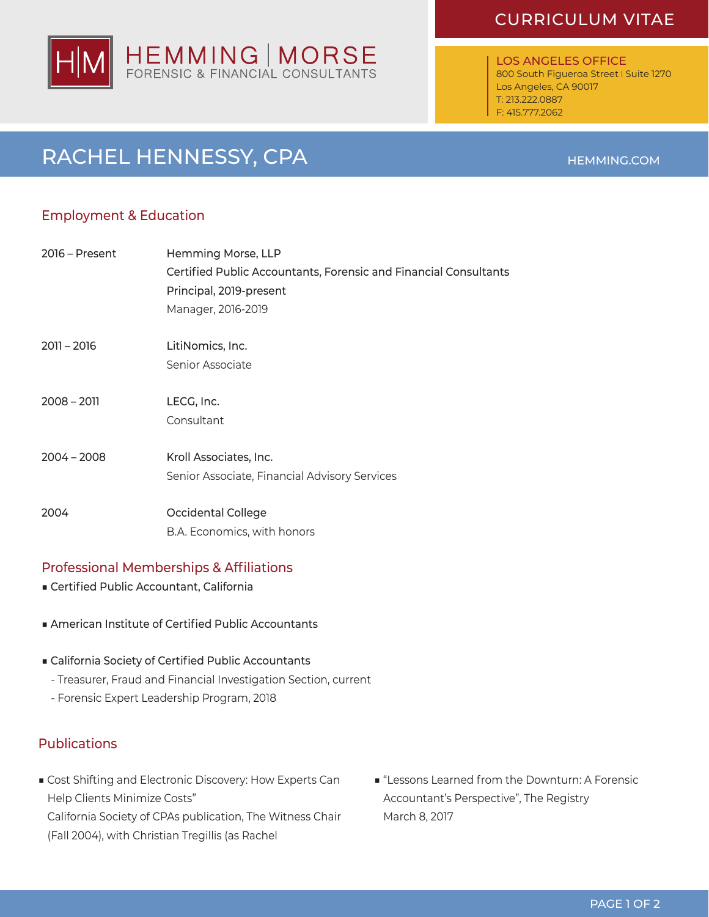HEMMING | MORSE
FORENSIC & FINANCIAL CONSULTANTS

CURRICULUM VITAE

LOS ANGELES OFFICE
800 South Figueroa Street | Suite 1270
Los Angeles, CA 90017
T: 213.222.0887
F: 415.777.2062

# RACHEL HENNESSY, CPA

HEMMING.COM

## Employment & Education

2016 – Present
Hemming Morse, LLP
Certified Public Accountants, Forensic and Financial Consultants
Principal, 2019-present
Manager, 2016-2019

2011 – 2016
LitiNomics, Inc.
Senior Associate

2008 – 2011
LECG, Inc.
Consultant

2004 – 2008
Kroll Associates, Inc.
Senior Associate, Financial Advisory Services

2004
Occidental College
B.A. Economics, with honors

## Professional Memberships & Affiliations

- Certified Public Accountant, California
- American Institute of Certified Public Accountants
- California Society of Certified Public Accountants
  - Treasurer, Fraud and Financial Investigation Section, current
  - Forensic Expert Leadership Program, 2018

## Publications

- Cost Shifting and Electronic Discovery: How Experts Can Help Clients Minimize Costs"
  California Society of CPAs publication, The Witness Chair (Fall 2004), with Christian Tregillis (as Rachel
- "Lessons Learned from the Downturn: A Forensic Accountant's Perspective", The Registry
  March 8, 2017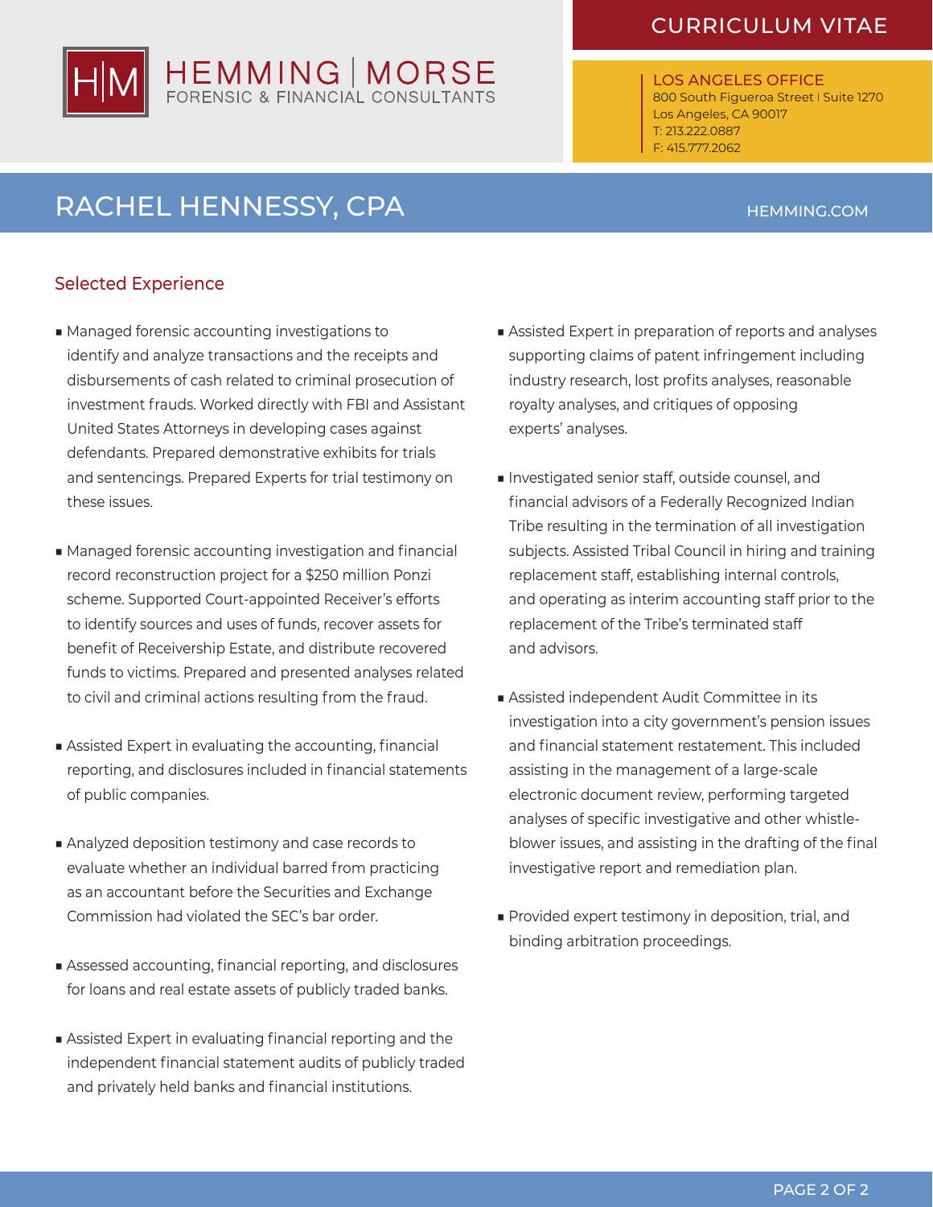# RACHEL HENNESSY, CPA

## Selected Experience

- Managed forensic accounting investigations to identify and analyze transactions and the receipts and disbursements of cash related to criminal prosecution of investment frauds. Worked directly with FBI and Assistant United States Attorneys in developing cases against defendants. Prepared demonstrative exhibits for trials and sentencings. Prepared Experts for trial testimony on these issues.

- Managed forensic accounting investigation and financial record reconstruction project for a $250 million Ponzi scheme. Supported Court-appointed Receiver's efforts to identify sources and uses of funds, recover assets for benefit of Receivership Estate, and distribute recovered funds to victims. Prepared and presented analyses related to civil and criminal actions resulting from the fraud.

- Assisted Expert in evaluating the accounting, financial reporting, and disclosures included in financial statements of public companies.

- Analyzed deposition testimony and case records to evaluate whether an individual barred from practicing as an accountant before the Securities and Exchange Commission had violated the SEC's bar order.

- Assessed accounting, financial reporting, and disclosures for loans and real estate assets of publicly traded banks.

- Assisted Expert in evaluating financial reporting and the independent financial statement audits of publicly traded and privately held banks and financial institutions.

- Assisted Expert in preparation of reports and analyses supporting claims of patent infringement including industry research, lost profits analyses, reasonable royalty analyses, and critiques of opposing experts' analyses.

- Investigated senior staff, outside counsel, and financial advisors of a Federally Recognized Indian Tribe resulting in the termination of all investigation subjects. Assisted Tribal Council in hiring and training replacement staff, establishing internal controls, and operating as interim accounting staff prior to the replacement of the Tribe's terminated staff and advisors.

- Assisted independent Audit Committee in its investigation into a city government's pension issues and financial statement restatement. This included assisting in the management of a large-scale electronic document review, performing targeted analyses of specific investigative and other whistle-blower issues, and assisting in the drafting of the final investigative report and remediation plan.

- Provided expert testimony in deposition, trial, and binding arbitration proceedings.